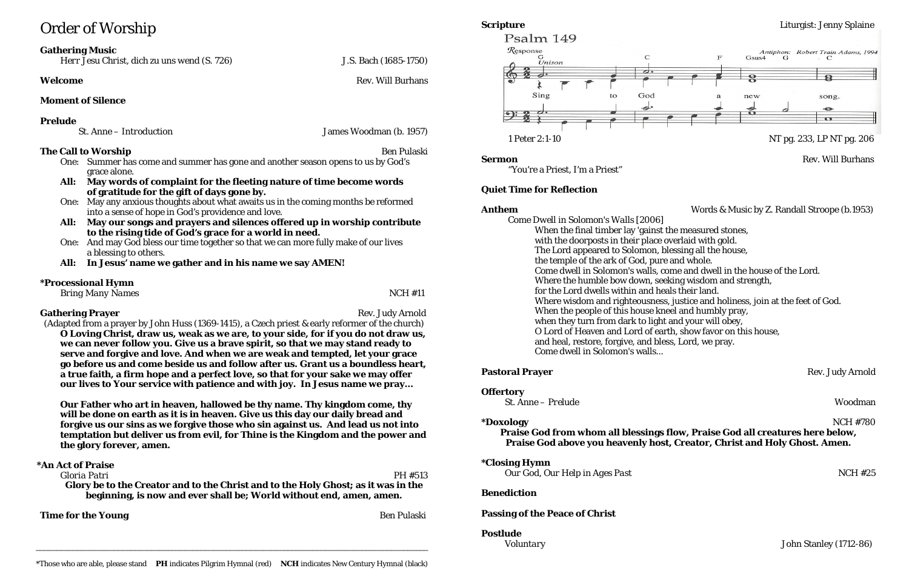# Order of Worship

**Gathering Music**
Herr Jesu Christ, dich zu uns wend (S. 726) — J.S. Bach (1685-1750)

**Welcome** — Rev. Will Burhans

**Moment of Silence**

**Prelude**
St. Anne – Introduction — James Woodman (b. 1957)

**The Call to Worship** — Ben Pulaski

One: Summer has come and summer has gone and another season opens to us by God's grace alone.

**All: May words of complaint for the fleeting nature of time become words of gratitude for the gift of days gone by.**

One: May any anxious thoughts about what awaits us in the coming months be reformed into a sense of hope in God's providence and love.

**All: May our songs and prayers and silences offered up in worship contribute to the rising tide of God's grace for a world in need.**

One: And may God bless our time together so that we can more fully make of our lives a blessing to others.

**All: In Jesus' name we gather and in his name we say AMEN!**

***Processional Hymn**
*Bring Many Names* — NCH #11

**Gathering Prayer** — Rev. Judy Arnold
(Adapted from a prayer by John Huss (1369-1415), a Czech priest & early reformer of the church)

**O Loving Christ, draw us, weak as we are, to your side, for if you do not draw us, we can never follow you. Give us a brave spirit, so that we may stand ready to serve and forgive and love. And when we are weak and tempted, let your grace go before us and come beside us and follow after us. Grant us a boundless heart, a true faith, a firm hope and a perfect love, so that for your sake we may offer our lives to Your service with patience and with joy. In Jesus name we pray…**

**Our Father who art in heaven, hallowed be thy name. Thy kingdom come, thy will be done on earth as it is in heaven. Give us this day our daily bread and forgive us our sins as we forgive those who sin against us. And lead us not into temptation but deliver us from evil, for Thine is the Kingdom and the power and the glory forever, amen.**

***An Act of Praise**
*Gloria Patri* — PH #513

**Glory be to the Creator and to the Christ and to the Holy Ghost; as it was in the beginning, is now and ever shall be; World without end, amen, amen.**

**Time for the Young** — Ben Pulaski

*Those who are able, please stand **PH** indicates Pilgrim Hymnal (red) **NCH** indicates New Century Hymnal (black)

**Scripture** — Liturgist: Jenny Splaine

Psalm 149
Response: Sing to God a new song.
Antiphon: Robert Train Adams, 1994

1 Peter 2:1-10 — NT pg. 233, LP NT pg. 206

**Sermon** — Rev. Will Burhans
"You're a Priest, I'm a Priest"

**Quiet Time for Reflection**

**Anthem** — Words & Music by Z. Randall Stroope (b.1953)
Come Dwell in Solomon's Walls [2006]

When the final timber lay 'gainst the measured stones,
with the doorposts in their place overlaid with gold.
The Lord appeared to Solomon, blessing all the house,
the temple of the ark of God, pure and whole.
Come dwell in Solomon's walls, come and dwell in the house of the Lord.
Where the humble bow down, seeking wisdom and strength,
for the Lord dwells within and heals their land.
Where wisdom and righteousness, justice and holiness, join at the feet of God.
When the people of this house kneel and humbly pray,
when they turn from dark to light and your will obey,
O Lord of Heaven and Lord of earth, show favor on this house,
and heal, restore, forgive, and bless, Lord, we pray.
Come dwell in Solomon's walls…

**Pastoral Prayer** — Rev. Judy Arnold

**Offertory**
St. Anne – Prelude — Woodman

***Doxology** — NCH #780

**Praise God from whom all blessings flow, Praise God all creatures here below, Praise God above you heavenly host, Creator, Christ and Holy Ghost. Amen.**

***Closing Hymn**
*Our God, Our Help in Ages Past* — NCH #25

**Benediction**

**Passing of the Peace of Christ**

**Postlude**
Voluntary — John Stanley (1712-86)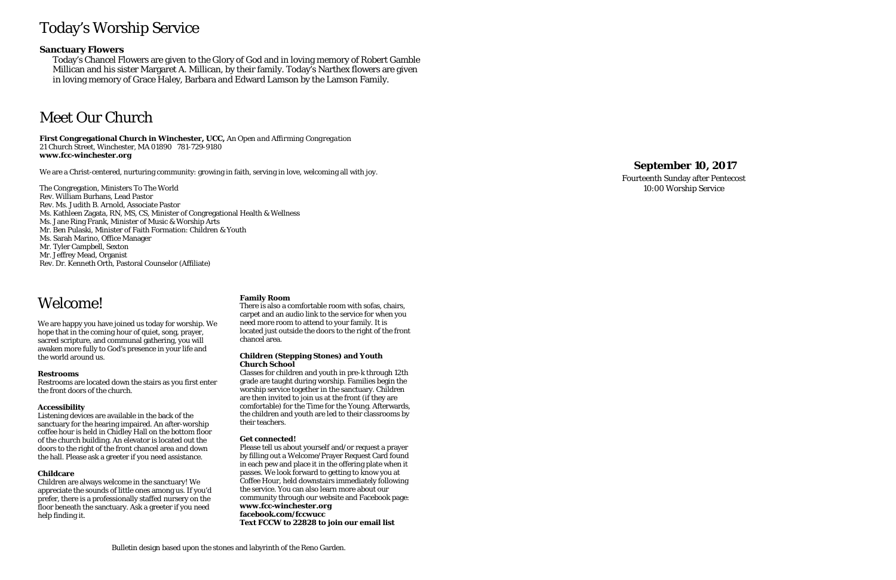# Today's Worship Service

**Sanctuary Flowers**

Today's Chancel Flowers are given to the Glory of God and in loving memory of Robert Gamble Millican and his sister Margaret A. Millican, by their family. Today's Narthex flowers are given in loving memory of Grace Haley, Barbara and Edward Lamson by the Lamson Family.

# Meet Our Church

**First Congregational Church in Winchester, UCC,** *An Open and Affirming Congregation*
21 Church Street, Winchester, MA 01890 781-729-9180
**www.fcc-winchester.org**

We are a Christ-centered, nurturing community: growing in faith, serving in love, welcoming all with joy.

The Congregation, Ministers To The World
Rev. William Burhans, Lead Pastor
Rev. Ms. Judith B. Arnold, Associate Pastor
Ms. Kathleen Zagata, RN, MS, CS, Minister of Congregational Health & Wellness
Ms. Jane Ring Frank, Minister of Music & Worship Arts
Mr. Ben Pulaski, Minister of Faith Formation: Children & Youth
Ms. Sarah Marino, Office Manager
Mr. Tyler Campbell, Sexton
Mr. Jeffrey Mead, Organist
Rev. Dr. Kenneth Orth, Pastoral Counselor (Affiliate)

# Welcome!

We are happy you have joined us today for worship. We hope that in the coming hour of quiet, song, prayer, sacred scripture, and communal gathering, you will awaken more fully to God's presence in your life and the world around us.

**Restrooms**
Restrooms are located down the stairs as you first enter the front doors of the church.

**Accessibility**
Listening devices are available in the back of the sanctuary for the hearing impaired. An after-worship coffee hour is held in Chidley Hall on the bottom floor of the church building. An elevator is located out the doors to the right of the front chancel area and down the hall. Please ask a greeter if you need assistance.

**Childcare**
Children are always welcome in the sanctuary! We appreciate the sounds of little ones among us. If you'd prefer, there is a professionally staffed nursery on the floor beneath the sanctuary. Ask a greeter if you need help finding it.

**Family Room**
There is also a comfortable room with sofas, chairs, carpet and an audio link to the service for when you need more room to attend to your family. It is located just outside the doors to the right of the front chancel area.

**Children (Stepping Stones) and Youth Church School**
Classes for children and youth in pre-k through 12th grade are taught during worship. Families begin the worship service together in the sanctuary. Children are then invited to join us at the front (if they are comfortable) for the Time for the Young. Afterwards, the children and youth are led to their classrooms by their teachers.

**Get connected!**
Please tell us about yourself and/or request a prayer by filling out a Welcome/Prayer Request Card found in each pew and place it in the offering plate when it passes. We look forward to getting to know you at Coffee Hour, held downstairs immediately following the service. You can also learn more about our community through our website and Facebook page:
**www.fcc-winchester.org**
**facebook.com/fccwucc**
**Text FCCW to 22828 to join our email list**

Bulletin design based upon the stones and labyrinth of the Reno Garden.

**September 10, 2017**
Fourteenth Sunday after Pentecost
10:00 Worship Service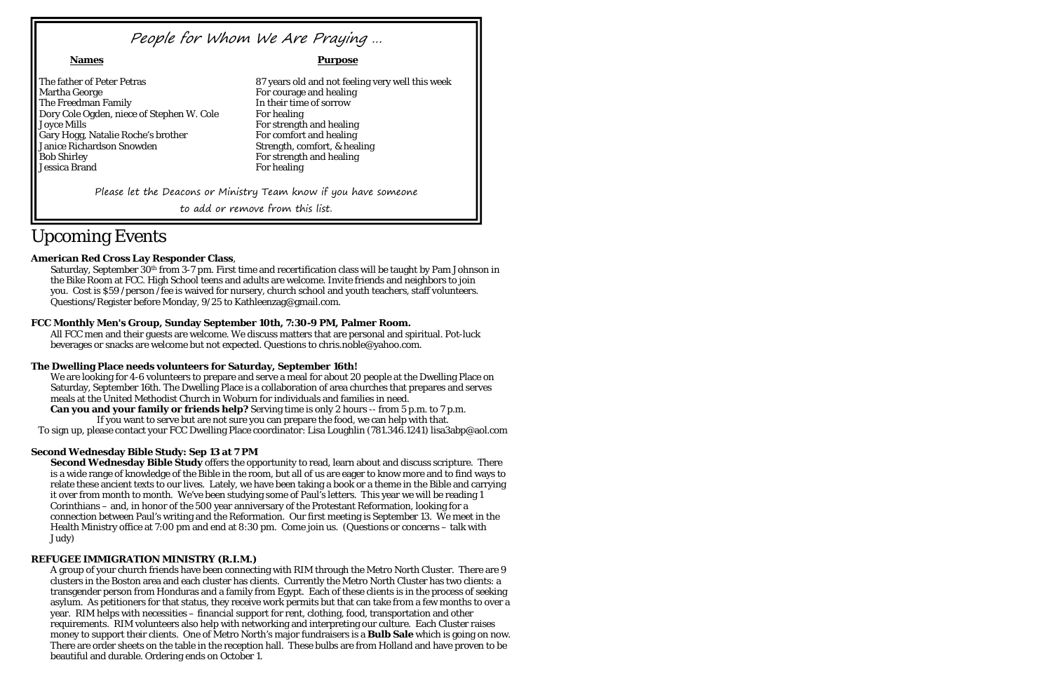## People for Whom We Are Praying …

| Names | Purpose |
|---|---|
| The father of Peter Petras | 87 years old and not feeling very well this week |
| Martha George | For courage and healing |
| The Freedman Family | In their time of sorrow |
| Dory Cole Ogden, niece of Stephen W. Cole | For healing |
| Joyce Mills | For strength and healing |
| Gary Hogg, Natalie Roche's brother | For comfort and healing |
| Janice Richardson Snowden | Strength, comfort, & healing |
| Bob Shirley | For strength and healing |
| Jessica Brand | For healing |

Please let the Deacons or Ministry Team know if you have someone to add or remove from this list.

# Upcoming Events

**American Red Cross Lay Responder Class**,

Saturday, September 30th from 3-7 pm. First time and recertification class will be taught by Pam Johnson in the Bike Room at FCC. High School teens and adults are welcome. Invite friends and neighbors to join you. Cost is $59 /person /fee is waived for nursery, church school and youth teachers, staff volunteers. Questions/Register before Monday, 9/25 to Kathleenzag@gmail.com.

**FCC Monthly Men's Group, Sunday September 10th, 7:30-9 PM, Palmer Room.**

All FCC men and their guests are welcome. We discuss matters that are personal and spiritual. Pot-luck beverages or snacks are welcome but not expected. Questions to chris.noble@yahoo.com.

**The Dwelling Place needs volunteers for Saturday, September 16th!**

We are looking for 4-6 volunteers to prepare and serve a meal for about 20 people at the Dwelling Place on Saturday, September 16th. The Dwelling Place is a collaboration of area churches that prepares and serves meals at the United Methodist Church in Woburn for individuals and families in need.

**Can you and your family or friends help?** Serving time is only 2 hours -- from 5 p.m. to 7 p.m.

If you want to serve but are not sure you can prepare the food, we can help with that.

To sign up, please contact your FCC Dwelling Place coordinator: Lisa Loughlin (781.346.1241) lisa3abp@aol.com

**Second Wednesday Bible Study: Sep 13 at 7 PM**

**Second Wednesday Bible Study** offers the opportunity to read, learn about and discuss scripture. There is a wide range of knowledge of the Bible in the room, but all of us are eager to know more and to find ways to relate these ancient texts to our lives. Lately, we've been taking a book or a theme in the Bible and carrying it over from month to month. We've been studying some of Paul's letters. This year we will be reading 1 Corinthians – and, in honor of the 500 year anniversary of the Protestant Reformation, looking for a connection between Paul's writing and the Reformation. Our first meeting is September 13. We meet in the Health Ministry office at 7:00 pm and end at 8:30 pm. Come join us. (Questions or concerns – talk with Judy)

**REFUGEE IMMIGRATION MINISTRY (R.I.M.)**

A group of your church friends have been connecting with RIM through the Metro North Cluster. There are 9 clusters in the Boston area and each cluster has clients. Currently the Metro North Cluster has two clients: a transgender person from Honduras and a family from Egypt. Each of these clients is in the process of seeking asylum. As petitioners for that status, they receive work permits but that can take from a few months to over a year. RIM helps with necessities – financial support for rent, clothing, food, transportation and other requirements. RIM volunteers also help with networking and interpreting our culture. Each Cluster raises money to support their clients. One of Metro North's major fundraisers is a **Bulb Sale** which is going on now. There are order sheets on the table in the reception hall. These bulbs are from Holland and have proven to be beautiful and durable. Ordering ends on October 1.